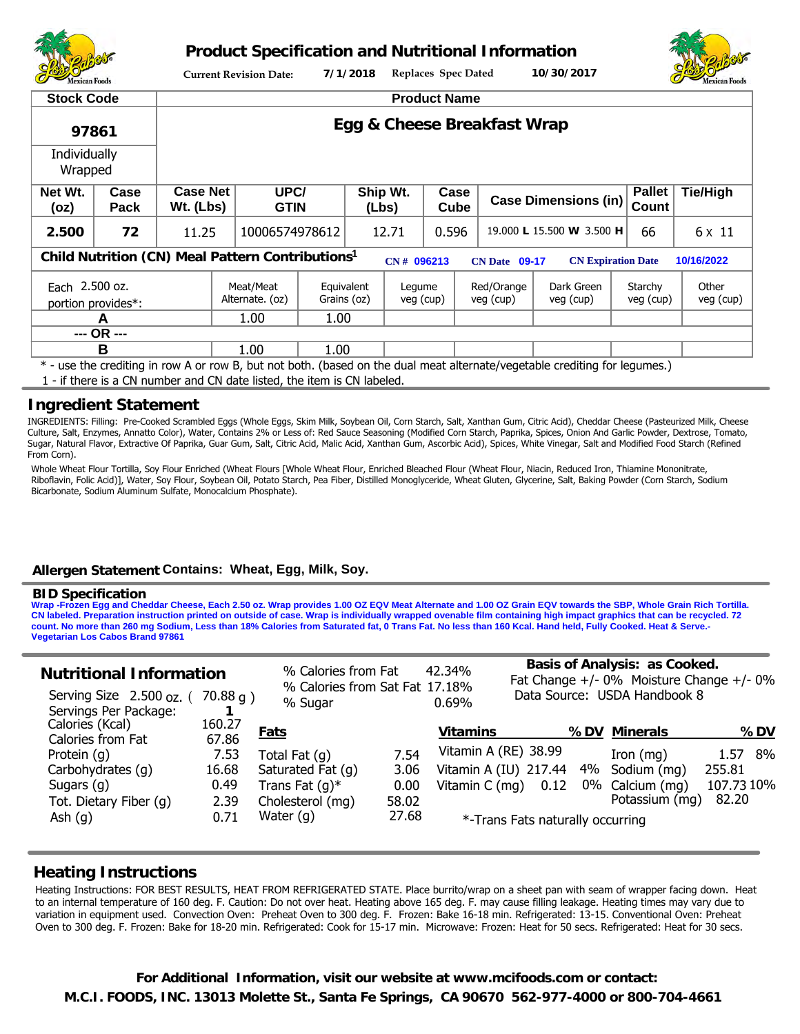# Product Specification and Nutritional Information

**Current Revision Date:** 7/1/2018 **Replaces Spec Dated** 10/30/2017

| Stock Code | Product Name |
|---|---|
| **97861** | **Egg & Cheese Breakfast Wrap** |
| Individually Wrapped | |

| Net Wt. (oz) | Case Pack | Case Net Wt. (Lbs) | UPC/ GTIN | Ship Wt. (Lbs) | Case Cube | Case Dimensions (in) | Pallet Count | Tie/High |
|---|---|---|---|---|---|---|---|---|
| **2.500** | **72** | 11.25 | 10006574978612 | 12.71 | 0.596 | 19.000 **L** 15.500 **W** 3.500 **H** | 66 | 6 x 11 |

## Child Nutrition (CN) Meal Pattern Contributions[1]

**CN #** 096213 **CN Date** 09-17 **CN Expiration Date** 10/16/2022

| Each 2.500 oz. portion provides*: | Meat/Meat Alternate. (oz) | Equivalent Grains (oz) | Legume veg (cup) | Red/Orange veg (cup) | Dark Green veg (cup) | Starchy veg (cup) | Other veg (cup) |
|---|---|---|---|---|---|---|---|
| A | 1.00 | 1.00 | | | | | |
| --- OR --- | | | | | | | |
| B | 1.00 | 1.00 | | | | | |

\* - use the crediting in row A or row B, but not both. (based on the dual meat alternate/vegetable crediting for legumes.)

1 - if there is a CN number and CN date listed, the item is CN labeled.

## Ingredient Statement

INGREDIENTS: Filling: Pre-Cooked Scrambled Eggs (Whole Eggs, Skim Milk, Soybean Oil, Corn Starch, Salt, Xanthan Gum, Citric Acid), Cheddar Cheese (Pasteurized Milk, Cheese Culture, Salt, Enzymes, Annatto Color), Water, Contains 2% or Less of: Red Sauce Seasoning (Modified Corn Starch, Paprika, Spices, Onion And Garlic Powder, Dextrose, Tomato, Sugar, Natural Flavor, Extractive Of Paprika, Guar Gum, Salt, Citric Acid, Malic Acid, Xanthan Gum, Ascorbic Acid), Spices, White Vinegar, Salt and Modified Food Starch (Refined From Corn).

Whole Wheat Flour Tortilla, Soy Flour Enriched (Wheat Flours [Whole Wheat Flour, Enriched Bleached Flour (Wheat Flour, Niacin, Reduced Iron, Thiamine Mononitrate, Riboflavin, Folic Acid)], Water, Soy Flour, Soybean Oil, Potato Starch, Pea Fiber, Distilled Monoglyceride, Wheat Gluten, Glycerine, Salt, Baking Powder (Corn Starch, Sodium Bicarbonate, Sodium Aluminum Sulfate, Monocalcium Phosphate).

**Allergen Statement** **Contains: Wheat, Egg, Milk, Soy.**

## BID Specification

**Wrap -Frozen Egg and Cheddar Cheese, Each 2.50 oz. Wrap provides 1.00 OZ EQV Meat Alternate and 1.00 OZ Grain EQV towards the SBP, Whole Grain Rich Tortilla. CN labeled. Preparation instruction printed on outside of case. Wrap is individually wrapped ovenable film containing high impact graphics that can be recycled. 72 count. No more than 260 mg Sodium, Less than 18% Calories from Saturated fat, 0 Trans Fat. No less than 160 Kcal. Hand held, Fully Cooked. Heat & Serve.- Vegetarian Los Cabos Brand 97861**

## Nutritional Information

Serving Size 2.500 oz. ( 70.88 g )
Servings Per Package: **1**

| % Calories from Fat | 42.34% |
|---|---|
| % Calories from Sat Fat | 17.18% |
| % Sugar | 0.69% |

**Basis of Analysis: as Cooked.**
Fat Change +/- 0% Moisture Change +/- 0%
Data Source: USDA Handbook 8

| | |
|---|---|
| Calories (Kcal) | 160.27 |
| Calories from Fat | 67.86 |
| Protein (g) | 7.53 |
| Carbohydrates (g) | 16.68 |
| Sugars (g) | 0.49 |
| Tot. Dietary Fiber (g) | 2.39 |
| Ash (g) | 0.71 |

| **Fats** | |
|---|---|
| Total Fat (g) | 7.54 |
| Saturated Fat (g) | 3.06 |
| Trans Fat (g)* | 0.00 |
| Cholesterol (mg) | 58.02 |
| Water (g) | 27.68 |

| **Vitamins** | | **% DV** |
|---|---|---|
| Vitamin A (RE) | 38.99 | |
| Vitamin A (IU) | 217.44 | 4% |
| Vitamin C (mg) | 0.12 | 0% |

| **Minerals** | | **% DV** |
|---|---|---|
| Iron (mg) | 1.57 | 8% |
| Sodium (mg) | 255.81 | |
| Calcium (mg) | 107.73 | 10% |
| Potassium (mg) | 82.20 | |

*-Trans Fats naturally occurring

## Heating Instructions

Heating Instructions: FOR BEST RESULTS, HEAT FROM REFRIGERATED STATE. Place burrito/wrap on a sheet pan with seam of wrapper facing down. Heat to an internal temperature of 160 deg. F. Caution: Do not over heat. Heating above 165 deg. F. may cause filling leakage. Heating times may vary due to variation in equipment used. Convection Oven: Preheat Oven to 300 deg. F. Frozen: Bake 16-18 min. Refrigerated: 13-15. Conventional Oven: Preheat Oven to 300 deg. F. Frozen: Bake for 18-20 min. Refrigerated: Cook for 15-17 min. Microwave: Frozen: Heat for 50 secs. Refrigerated: Heat for 30 secs.

**For Additional Information, visit our website at www.mcifoods.com or contact:**
**M.C.I. FOODS, INC. 13013 Molette St., Santa Fe Springs, CA 90670 562-977-4000 or 800-704-4661**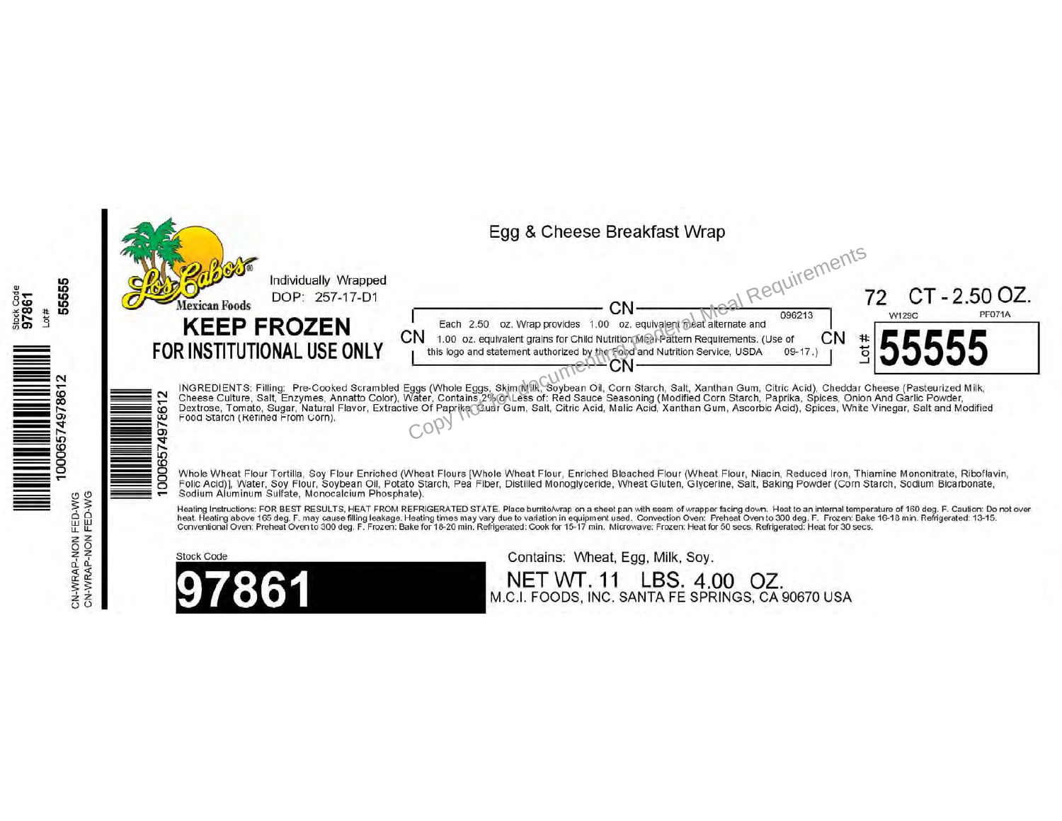Stock Code 97861 Lot # 55555

10006574978612

CN-WRAP-NON FED-WG
CN-WRAP-NON FED-WG

Los Cabos® Mexican Foods

Individually Wrapped
DOP: 257-17-D1

# Egg & Cheese Breakfast Wrap

**KEEP FROZEN**
**FOR INSTITUTIONAL USE ONLY**

CN 096213 Each 2.50 oz. Wrap provides 1.00 oz. equivalent meat alternate and 1.00 oz. equivalent grains for Child Nutrition Meal Pattern Requirements. (Use of this logo and statement authorized by the Food and Nutrition Service, USDA 09-17.) CN

72 CT - 2.50 OZ.
W129C PF071A

Lot # **55555**

Copy not for documenting Federal Meal Requirements

10006574978612

INGREDIENTS: Filling: Pre-Cooked Scrambled Eggs (Whole Eggs, Skim Milk, Soybean Oil, Corn Starch, Salt, Xanthan Gum, Citric Acid), Cheddar Cheese (Pasteurized Milk, Cheese Culture, Salt, Enzymes, Annatto Color), Water, Contains 2% or Less of: Red Sauce Seasoning (Modified Corn Starch, Paprika, Spices, Onion And Garlic Powder, Dextrose, Tomato, Sugar, Natural Flavor, Extractive Of Paprika, Guar Gum, Salt, Citric Acid, Malic Acid, Xanthan Gum, Ascorbic Acid), Spices, White Vinegar, Salt and Modified Food Starch (Refined From Corn).

Whole Wheat Flour Tortilla, Soy Flour Enriched (Wheat Flours [Whole Wheat Flour, Enriched Bleached Flour (Wheat Flour, Niacin, Reduced Iron, Thiamine Mononitrate, Riboflavin, Folic Acid)], Water, Soy Flour, Soybean Oil, Potato Starch, Pea Fiber, Distilled Monoglyceride, Wheat Gluten, Glycerine, Salt, Baking Powder (Corn Starch, Sodium Bicarbonate, Sodium Aluminum Sulfate, Monocalcium Phosphate).

Heating Instructions: FOR BEST RESULTS, HEAT FROM REFRIGERATED STATE. Place burrito/wrap on a sheet pan with seam of wrapper facing down. Heat to an internal temperature of 160 deg. F. Caution: Do not over heat. Heating above 165 deg. F. may cause filling leakage. Heating times may vary due to variation in equipment used. Convection Oven: Preheat Oven to 300 deg. F. Frozen: Bake 16-18 min. Refrigerated: 13-15. Conventional Oven: Preheat Oven to 300 deg. F. Frozen: Bake for 18-20 min. Refrigerated: Cook for 15-17 min. Microwave: Frozen: Heat for 60 secs. Refrigerated: Heat for 30 secs.

Stock Code
**97861**

Contains: Wheat, Egg, Milk, Soy.

NET WT. 11 LBS. 4.00 OZ.
M.C.I. FOODS, INC. SANTA FE SPRINGS, CA 90670 USA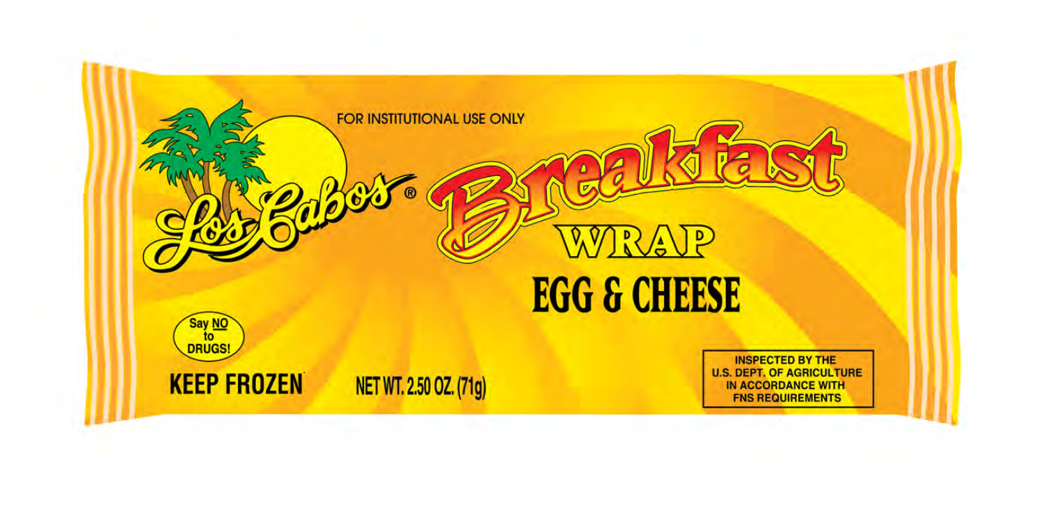FOR INSTITUTIONAL USE ONLY

Los Cabos®

# Breakfast

## WRAP

## EGG & CHEESE

Say NO to DRUGS!

**KEEP FROZEN**

**NET WT. 2.50 OZ. (71g)**

INSPECTED BY THE
U.S. DEPT. OF AGRICULTURE
IN ACCORDANCE WITH
FNS REQUIREMENTS